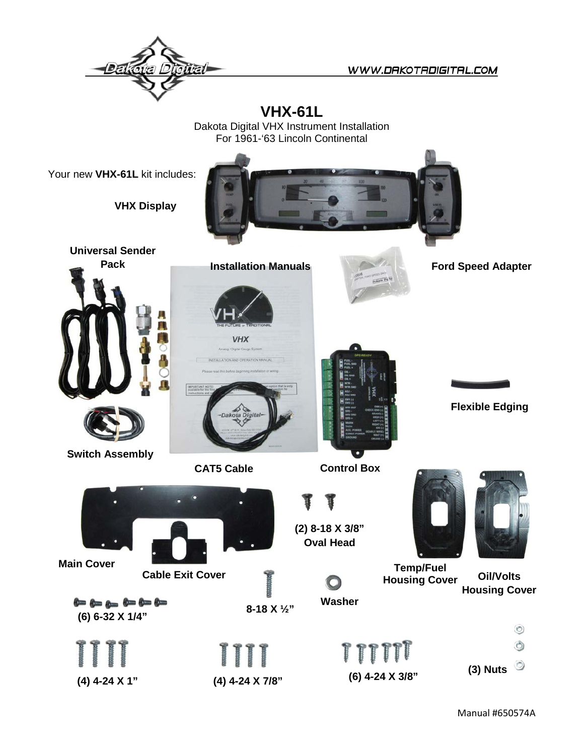WWW.DAKOTADIGITAL.COM

# VHX-61L

Dakota Digital VHX Instrument Installation
For 1961-'63 Lincoln Continental

Your new **VHX-61L** kit includes:

**VHX Display**

**Universal Sender Pack**

**Installation Manuals**

**Ford Speed Adapter**

**Flexible Edging**

**Switch Assembly**

**CAT5 Cable**

**Control Box**

**(2) 8-18 X 3/8" Oval Head**

**Main Cover**

**Cable Exit Cover**

**Temp/Fuel Housing Cover**

**Oil/Volts Housing Cover**

**8-18 X ½"**

**Washer**

**(6) 6-32 X 1/4"**

**(4) 4-24 X 1"**

**(4) 4-24 X 7/8"**

**(6) 4-24 X 3/8"**

**(3) Nuts**

Manual #650574A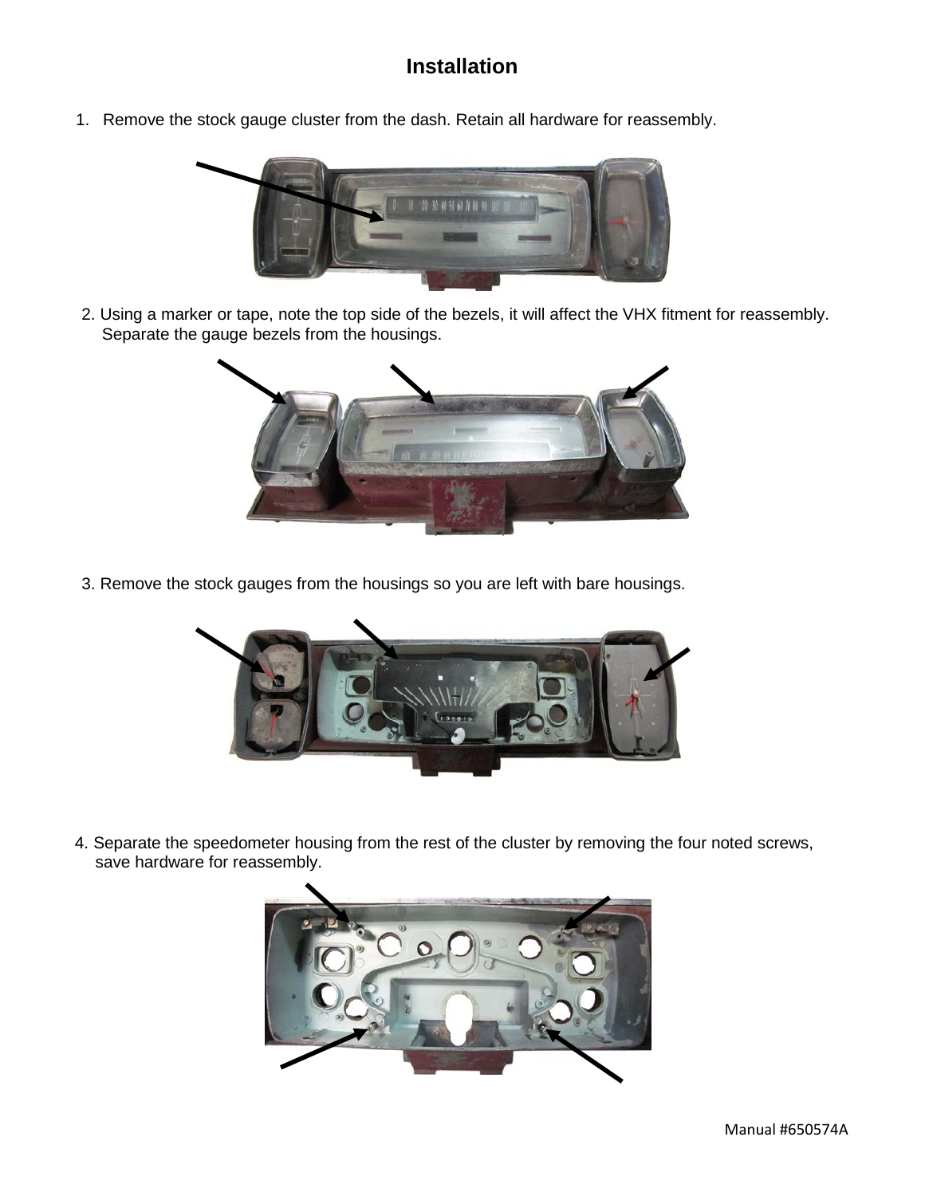## Installation

1. Remove the stock gauge cluster from the dash. Retain all hardware for reassembly.

2. Using a marker or tape, note the top side of the bezels, it will affect the VHX fitment for reassembly. Separate the gauge bezels from the housings.

3. Remove the stock gauges from the housings so you are left with bare housings.

4. Separate the speedometer housing from the rest of the cluster by removing the four noted screws, save hardware for reassembly.

Manual #650574A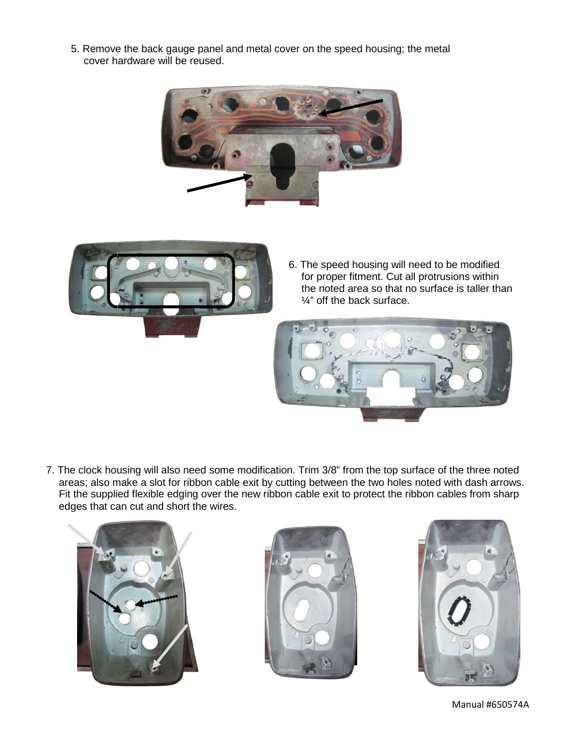5. Remove the back gauge panel and metal cover on the speed housing; the metal cover hardware will be reused.

6. The speed housing will need to be modified for proper fitment. Cut all protrusions within the noted area so that no surface is taller than ¼” off the back surface.

7. The clock housing will also need some modification. Trim 3/8” from the top surface of the three noted areas; also make a slot for ribbon cable exit by cutting between the two holes noted with dash arrows. Fit the supplied flexible edging over the new ribbon cable exit to protect the ribbon cables from sharp edges that can cut and short the wires.

Manual #650574A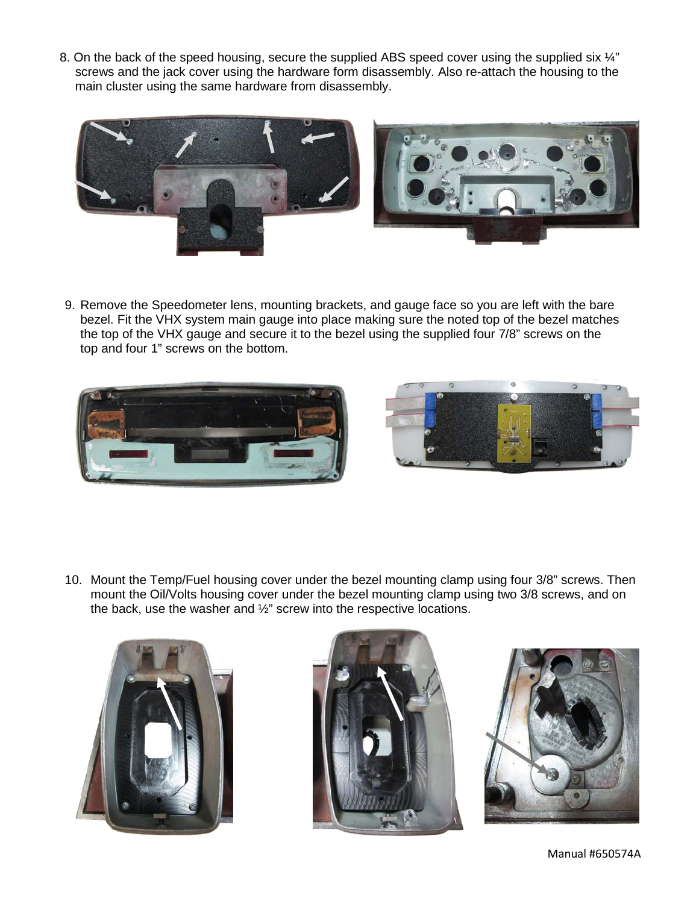8. On the back of the speed housing, secure the supplied ABS speed cover using the supplied six ¼" screws and the jack cover using the hardware form disassembly. Also re-attach the housing to the main cluster using the same hardware from disassembly.

9. Remove the Speedometer lens, mounting brackets, and gauge face so you are left with the bare bezel. Fit the VHX system main gauge into place making sure the noted top of the bezel matches the top of the VHX gauge and secure it to the bezel using the supplied four 7/8" screws on the top and four 1" screws on the bottom.

10. Mount the Temp/Fuel housing cover under the bezel mounting clamp using four 3/8" screws. Then mount the Oil/Volts housing cover under the bezel mounting clamp using two 3/8 screws, and on the back, use the washer and ½" screw into the respective locations.

Manual #650574A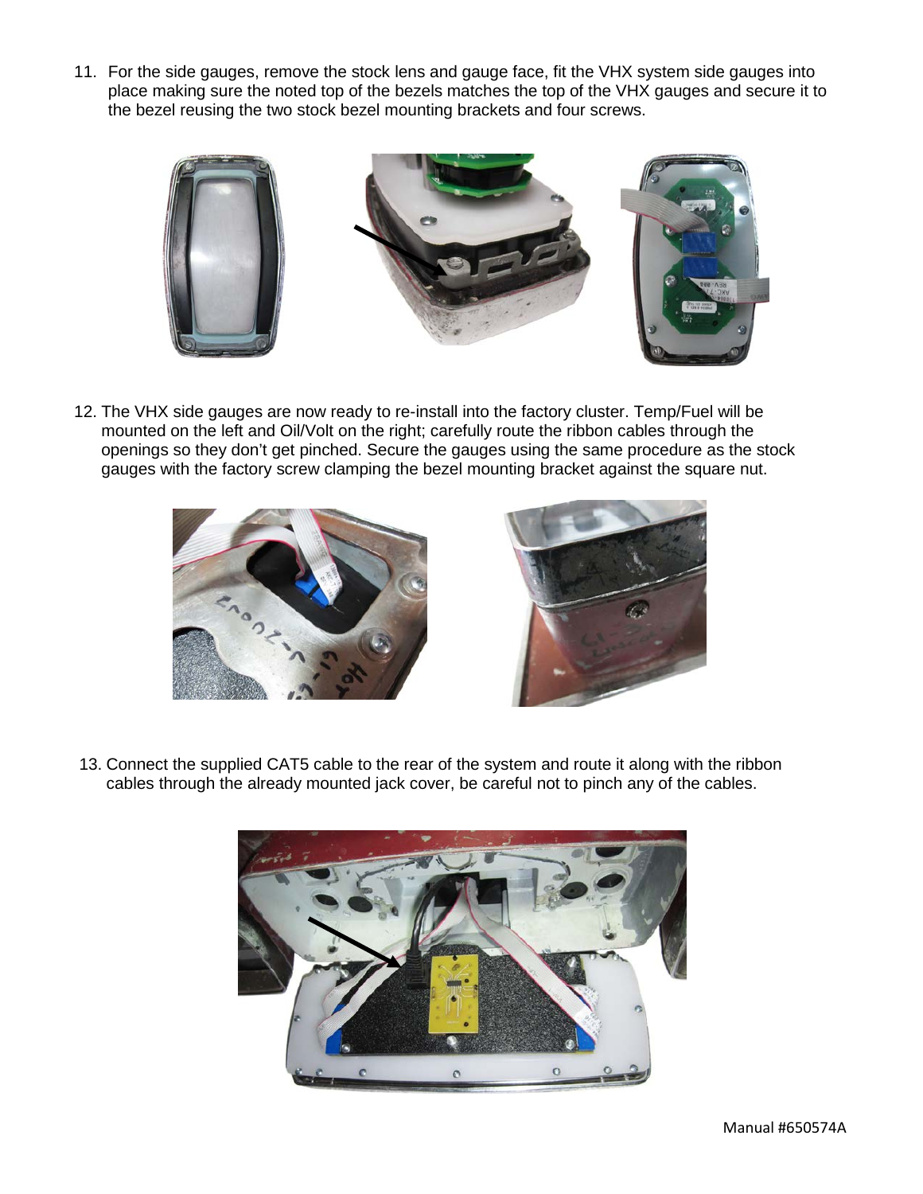11. For the side gauges, remove the stock lens and gauge face, fit the VHX system side gauges into place making sure the noted top of the bezels matches the top of the VHX gauges and secure it to the bezel reusing the two stock bezel mounting brackets and four screws.

12. The VHX side gauges are now ready to re-install into the factory cluster. Temp/Fuel will be mounted on the left and Oil/Volt on the right; carefully route the ribbon cables through the openings so they don't get pinched. Secure the gauges using the same procedure as the stock gauges with the factory screw clamping the bezel mounting bracket against the square nut.

13. Connect the supplied CAT5 cable to the rear of the system and route it along with the ribbon cables through the already mounted jack cover, be careful not to pinch any of the cables.

Manual #650574A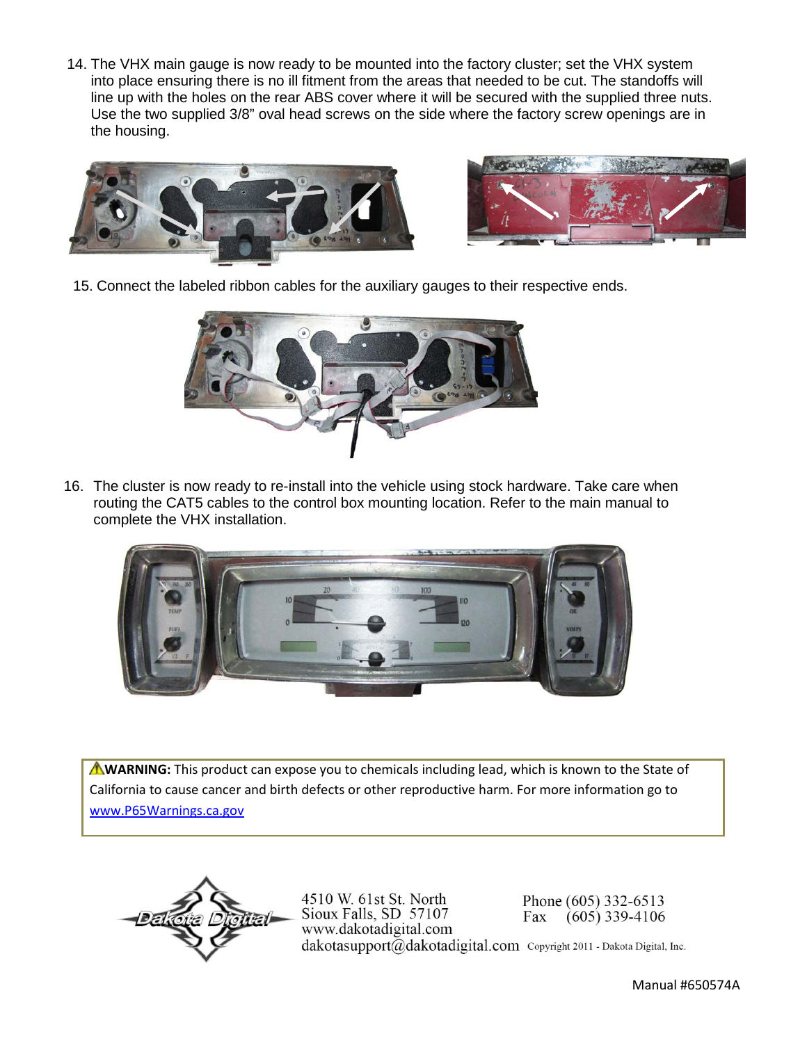14. The VHX main gauge is now ready to be mounted into the factory cluster; set the VHX system into place ensuring there is no ill fitment from the areas that needed to be cut. The standoffs will line up with the holes on the rear ABS cover where it will be secured with the supplied three nuts. Use the two supplied 3/8" oval head screws on the side where the factory screw openings are in the housing.

15. Connect the labeled ribbon cables for the auxiliary gauges to their respective ends.

16. The cluster is now ready to re-install into the vehicle using stock hardware. Take care when routing the CAT5 cables to the control box mounting location. Refer to the main manual to complete the VHX installation.

⚠**WARNING:** This product can expose you to chemicals including lead, which is known to the State of California to cause cancer and birth defects or other reproductive harm. For more information go to www.P65Warnings.ca.gov

Dakota Digital

4510 W. 61st St. North
Sioux Falls, SD 57107
www.dakotadigital.com
dakotasupport@dakotadigital.com

Phone (605) 332-6513
Fax (605) 339-4106

Copyright 2011 - Dakota Digital, Inc.

Manual #650574A